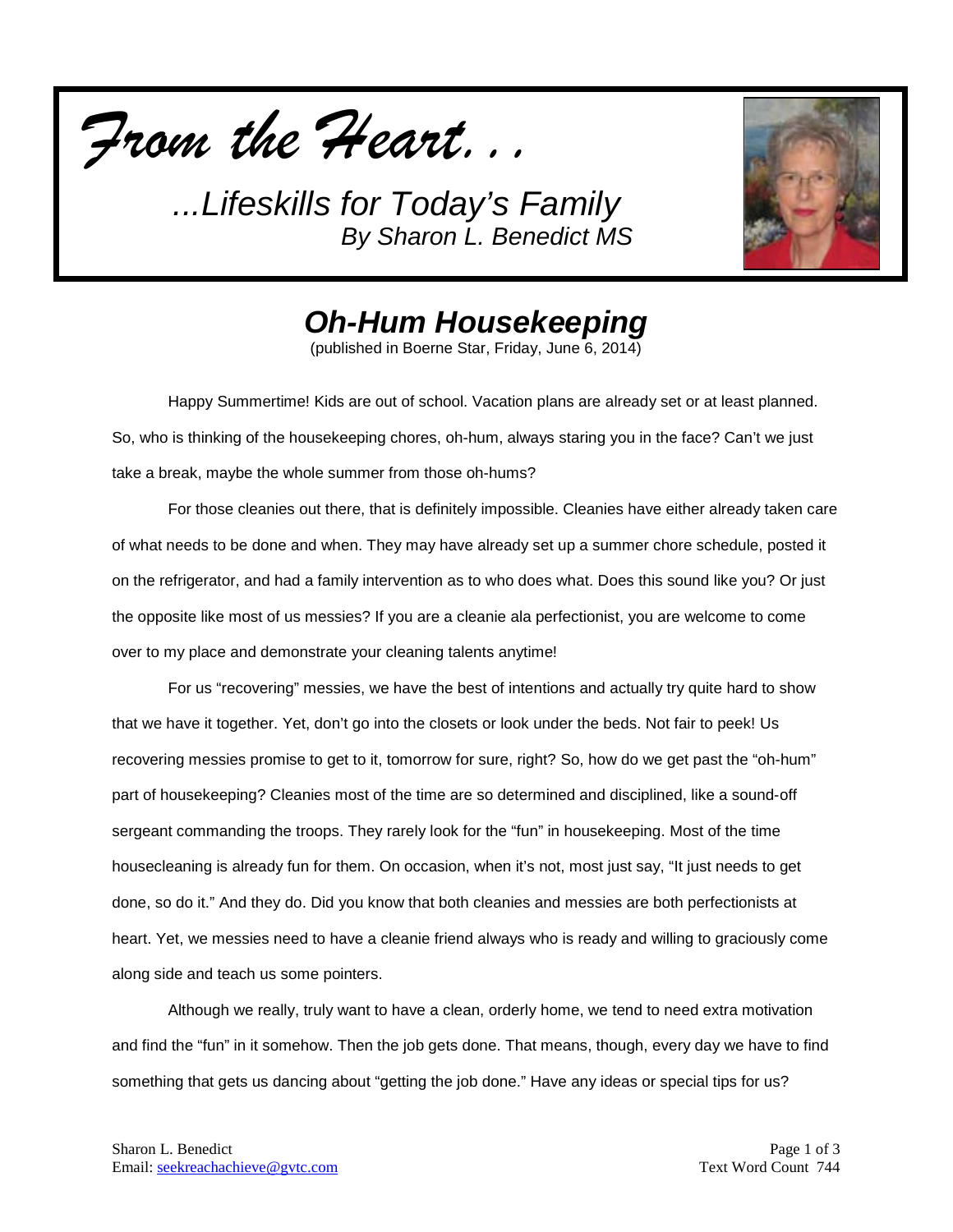# *From the Heart...*

*...Lifeskills for Today's Family*
*By Sharon L. Benedict MS*

## *Oh-Hum Housekeeping*

(published in Boerne Star, Friday, June 6, 2014)

Happy Summertime! Kids are out of school. Vacation plans are already set or at least planned. So, who is thinking of the housekeeping chores, oh-hum, always staring you in the face? Can't we just take a break, maybe the whole summer from those oh-hums?

For those cleanies out there, that is definitely impossible. Cleanies have either already taken care of what needs to be done and when. They may have already set up a summer chore schedule, posted it on the refrigerator, and had a family intervention as to who does what. Does this sound like you? Or just the opposite like most of us messies? If you are a cleanie ala perfectionist, you are welcome to come over to my place and demonstrate your cleaning talents anytime!

For us "recovering" messies, we have the best of intentions and actually try quite hard to show that we have it together. Yet, don't go into the closets or look under the beds. Not fair to peek! Us recovering messies promise to get to it, tomorrow for sure, right? So, how do we get past the "oh-hum" part of housekeeping? Cleanies most of the time are so determined and disciplined, like a sound-off sergeant commanding the troops. They rarely look for the "fun" in housekeeping. Most of the time housecleaning is already fun for them. On occasion, when it's not, most just say, "It just needs to get done, so do it." And they do. Did you know that both cleanies and messies are both perfectionists at heart. Yet, we messies need to have a cleanie friend always who is ready and willing to graciously come along side and teach us some pointers.

Although we really, truly want to have a clean, orderly home, we tend to need extra motivation and find the "fun" in it somehow. Then the job gets done. That means, though, every day we have to find something that gets us dancing about "getting the job done." Have any ideas or special tips for us?

Sharon L. Benedict
Email: seekreachachieve@gvtc.com

Text Word Count 744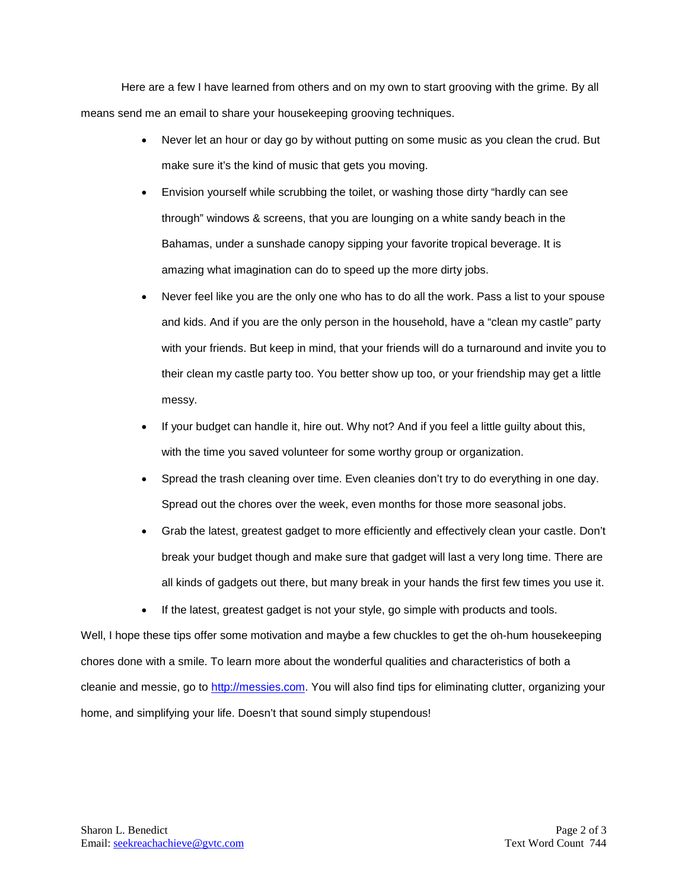Here are a few I have learned from others and on my own to start grooving with the grime. By all means send me an email to share your housekeeping grooving techniques.

- Never let an hour or day go by without putting on some music as you clean the crud. But make sure it's the kind of music that gets you moving.
- Envision yourself while scrubbing the toilet, or washing those dirty "hardly can see through" windows & screens, that you are lounging on a white sandy beach in the Bahamas, under a sunshade canopy sipping your favorite tropical beverage. It is amazing what imagination can do to speed up the more dirty jobs.
- Never feel like you are the only one who has to do all the work. Pass a list to your spouse and kids. And if you are the only person in the household, have a "clean my castle" party with your friends. But keep in mind, that your friends will do a turnaround and invite you to their clean my castle party too. You better show up too, or your friendship may get a little messy.
- If your budget can handle it, hire out. Why not? And if you feel a little guilty about this, with the time you saved volunteer for some worthy group or organization.
- Spread the trash cleaning over time. Even cleanies don't try to do everything in one day. Spread out the chores over the week, even months for those more seasonal jobs.
- Grab the latest, greatest gadget to more efficiently and effectively clean your castle. Don't break your budget though and make sure that gadget will last a very long time. There are all kinds of gadgets out there, but many break in your hands the first few times you use it.
- If the latest, greatest gadget is not your style, go simple with products and tools.

Well, I hope these tips offer some motivation and maybe a few chuckles to get the oh-hum housekeeping chores done with a smile. To learn more about the wonderful qualities and characteristics of both a cleanie and messie, go to [http://messies.com](http://messies.com). You will also find tips for eliminating clutter, organizing your home, and simplifying your life. Doesn't that sound simply stupendous!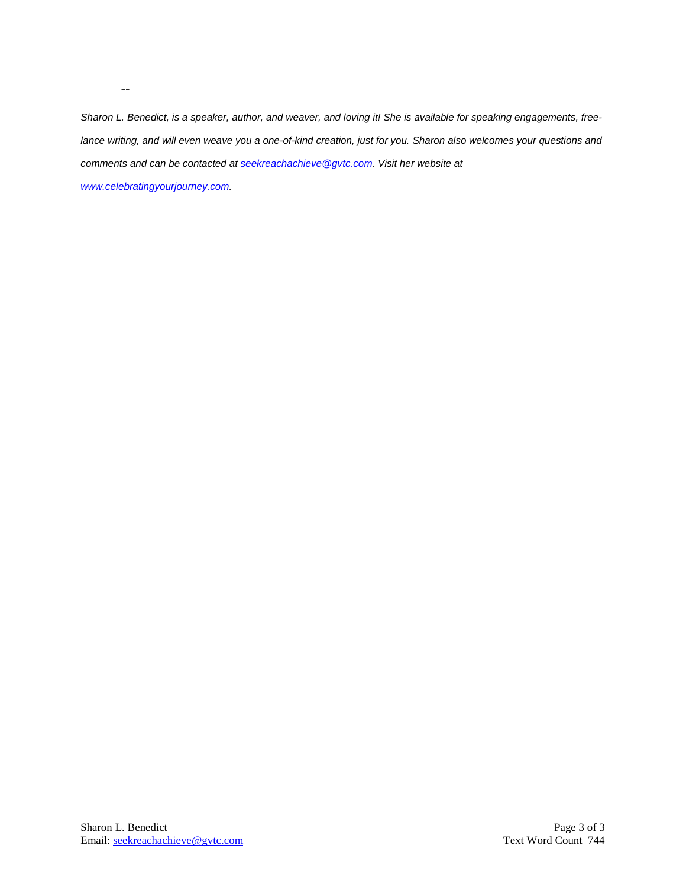--

*Sharon L. Benedict, is a speaker, author, and weaver, and loving it! She is available for speaking engagements, free-lance writing, and will even weave you a one-of-kind creation, just for you. Sharon also welcomes your questions and comments and can be contacted at [seekreachachieve@gvtc.com](mailto:seekreachachieve@gvtc.com). Visit her website at [www.celebratingyourjourney.com](http://www.celebratingyourjourney.com).*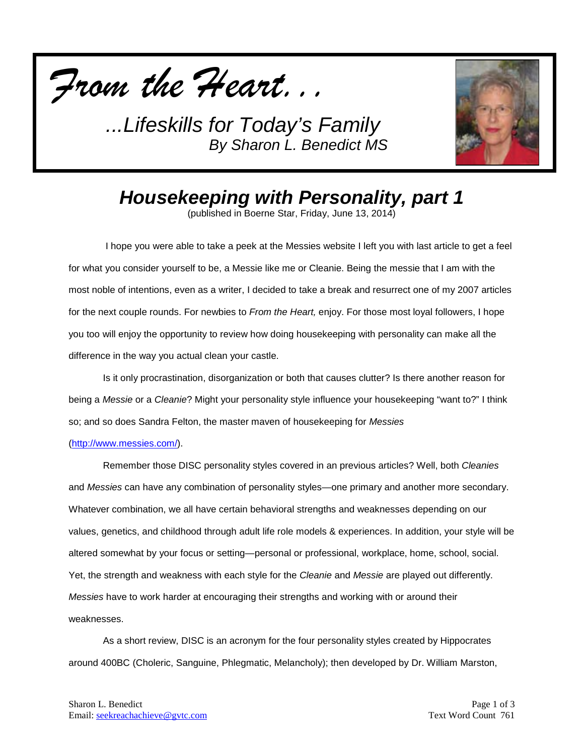*From the Heart...*

*...Lifeskills for Today's Family*
*By Sharon L. Benedict MS*

## *Housekeeping with Personality, part 1*

(published in Boerne Star, Friday, June 13, 2014)

I hope you were able to take a peek at the Messies website I left you with last article to get a feel for what you consider yourself to be, a Messie like me or Cleanie. Being the messie that I am with the most noble of intentions, even as a writer, I decided to take a break and resurrect one of my 2007 articles for the next couple rounds. For newbies to *From the Heart,* enjoy. For those most loyal followers, I hope you too will enjoy the opportunity to review how doing housekeeping with personality can make all the difference in the way you actual clean your castle.

Is it only procrastination, disorganization or both that causes clutter? Is there another reason for being a *Messie* or a *Cleanie*? Might your personality style influence your housekeeping "want to?" I think so; and so does Sandra Felton, the master maven of housekeeping for *Messies* (http://www.messies.com/).

Remember those DISC personality styles covered in an previous articles? Well, both *Cleanies* and *Messies* can have any combination of personality styles—one primary and another more secondary. Whatever combination, we all have certain behavioral strengths and weaknesses depending on our values, genetics, and childhood through adult life role models & experiences. In addition, your style will be altered somewhat by your focus or setting—personal or professional, workplace, home, school, social. Yet, the strength and weakness with each style for the *Cleanie* and *Messie* are played out differently. *Messies* have to work harder at encouraging their strengths and working with or around their weaknesses.

As a short review, DISC is an acronym for the four personality styles created by Hippocrates around 400BC (Choleric, Sanguine, Phlegmatic, Melancholy); then developed by Dr. William Marston,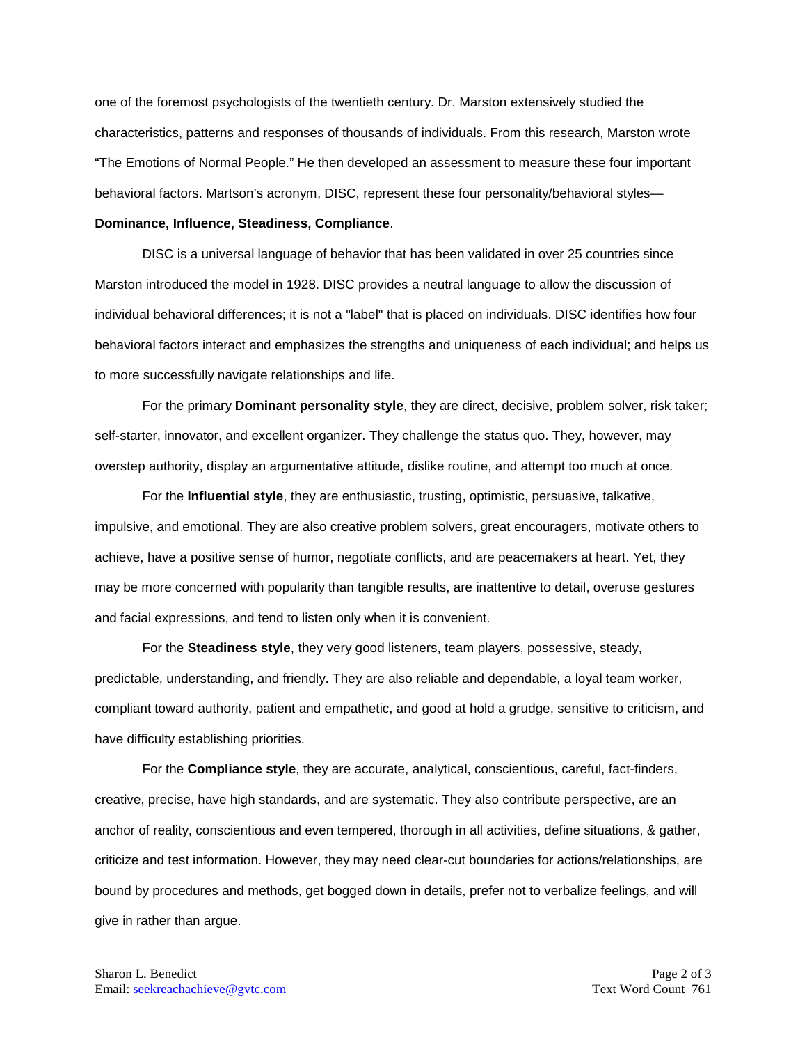one of the foremost psychologists of the twentieth century. Dr. Marston extensively studied the characteristics, patterns and responses of thousands of individuals. From this research, Marston wrote "The Emotions of Normal People." He then developed an assessment to measure these four important behavioral factors. Martson's acronym, DISC, represent these four personality/behavioral styles—**Dominance, Influence, Steadiness, Compliance**.

DISC is a universal language of behavior that has been validated in over 25 countries since Marston introduced the model in 1928. DISC provides a neutral language to allow the discussion of individual behavioral differences; it is not a "label" that is placed on individuals. DISC identifies how four behavioral factors interact and emphasizes the strengths and uniqueness of each individual; and helps us to more successfully navigate relationships and life.

For the primary **Dominant personality style**, they are direct, decisive, problem solver, risk taker; self-starter, innovator, and excellent organizer. They challenge the status quo. They, however, may overstep authority, display an argumentative attitude, dislike routine, and attempt too much at once.

For the **Influential style**, they are enthusiastic, trusting, optimistic, persuasive, talkative, impulsive, and emotional. They are also creative problem solvers, great encouragers, motivate others to achieve, have a positive sense of humor, negotiate conflicts, and are peacemakers at heart. Yet, they may be more concerned with popularity than tangible results, are inattentive to detail, overuse gestures and facial expressions, and tend to listen only when it is convenient.

For the **Steadiness style**, they very good listeners, team players, possessive, steady, predictable, understanding, and friendly. They are also reliable and dependable, a loyal team worker, compliant toward authority, patient and empathetic, and good at hold a grudge, sensitive to criticism, and have difficulty establishing priorities.

For the **Compliance style**, they are accurate, analytical, conscientious, careful, fact-finders, creative, precise, have high standards, and are systematic. They also contribute perspective, are an anchor of reality, conscientious and even tempered, thorough in all activities, define situations, & gather, criticize and test information. However, they may need clear-cut boundaries for actions/relationships, are bound by procedures and methods, get bogged down in details, prefer not to verbalize feelings, and will give in rather than argue.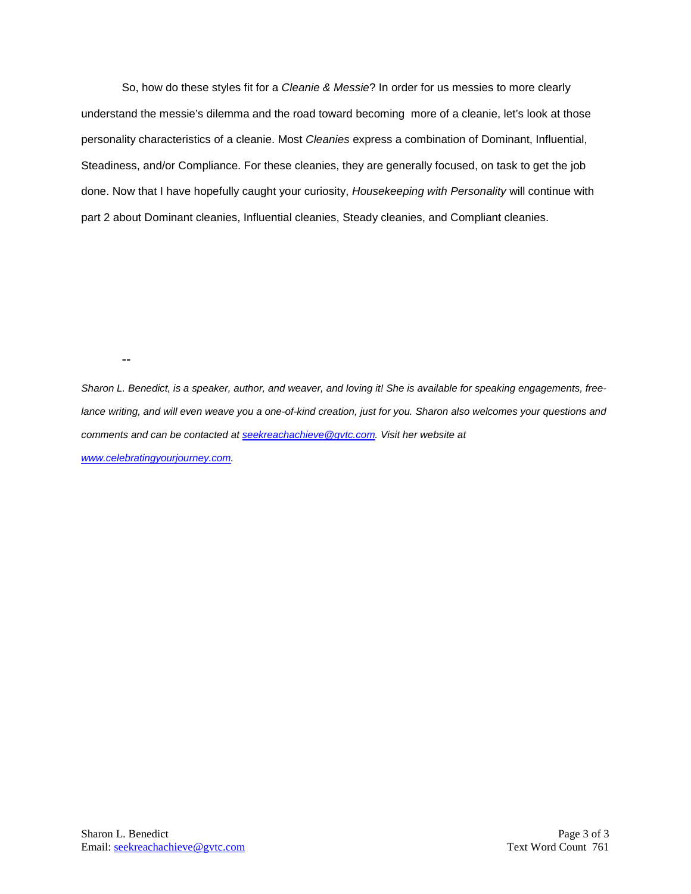So, how do these styles fit for a *Cleanie & Messie*? In order for us messies to more clearly understand the messie's dilemma and the road toward becoming more of a cleanie, let's look at those personality characteristics of a cleanie. Most *Cleanies* express a combination of Dominant, Influential, Steadiness, and/or Compliance. For these cleanies, they are generally focused, on task to get the job done. Now that I have hopefully caught your curiosity, *Housekeeping with Personality* will continue with part 2 about Dominant cleanies, Influential cleanies, Steady cleanies, and Compliant cleanies.

--

*Sharon L. Benedict, is a speaker, author, and weaver, and loving it! She is available for speaking engagements, free-lance writing, and will even weave you a one-of-kind creation, just for you. Sharon also welcomes your questions and comments and can be contacted at [seekreachachieve@gvtc.com](mailto:seekreachachieve@gvtc.com). Visit her website at [www.celebratingyourjourney.com](http://www.celebratingyourjourney.com).*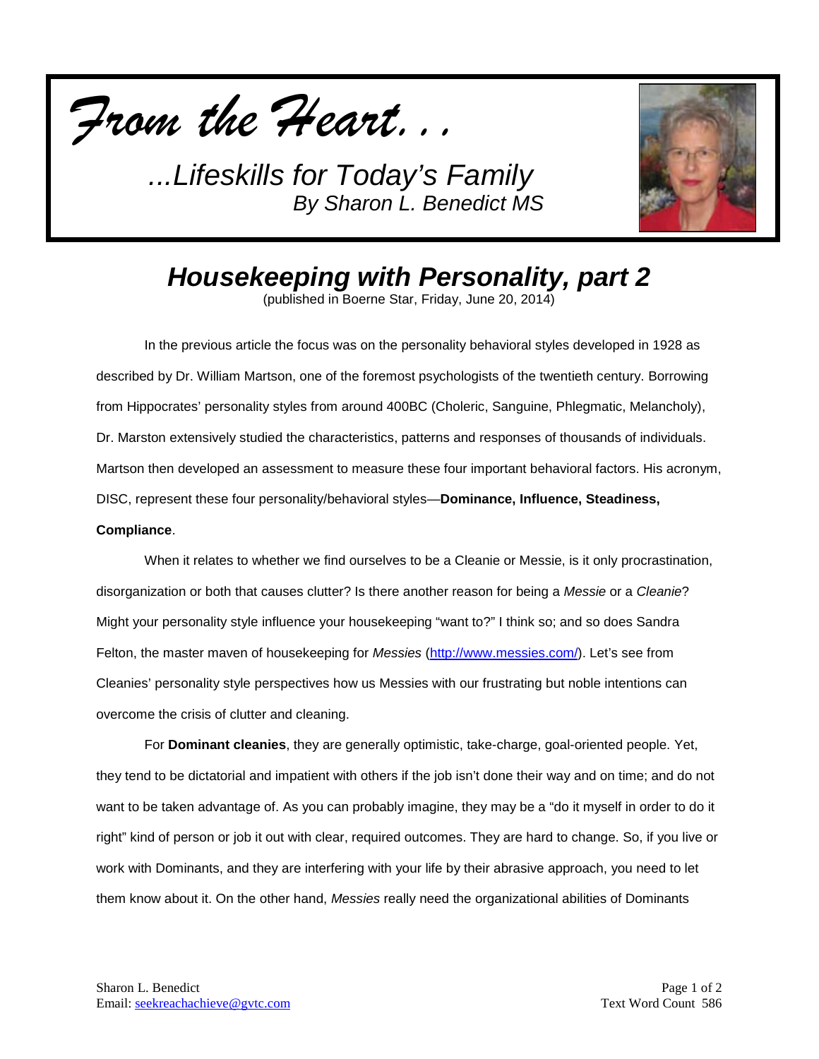*From the Heart…*

*…Lifeskills for Today's Family*
*By Sharon L. Benedict MS*

## *Housekeeping with Personality, part 2*

(published in Boerne Star, Friday, June 20, 2014)

In the previous article the focus was on the personality behavioral styles developed in 1928 as described by Dr. William Martson, one of the foremost psychologists of the twentieth century. Borrowing from Hippocrates' personality styles from around 400BC (Choleric, Sanguine, Phlegmatic, Melancholy), Dr. Marston extensively studied the characteristics, patterns and responses of thousands of individuals. Martson then developed an assessment to measure these four important behavioral factors. His acronym, DISC, represent these four personality/behavioral styles—**Dominance, Influence, Steadiness, Compliance**.

When it relates to whether we find ourselves to be a Cleanie or Messie, is it only procrastination, disorganization or both that causes clutter? Is there another reason for being a *Messie* or a *Cleanie*? Might your personality style influence your housekeeping "want to?" I think so; and so does Sandra Felton, the master maven of housekeeping for *Messies* (http://www.messies.com/). Let's see from Cleanies' personality style perspectives how us Messies with our frustrating but noble intentions can overcome the crisis of clutter and cleaning.

For **Dominant cleanies**, they are generally optimistic, take-charge, goal-oriented people. Yet, they tend to be dictatorial and impatient with others if the job isn't done their way and on time; and do not want to be taken advantage of. As you can probably imagine, they may be a "do it myself in order to do it right" kind of person or job it out with clear, required outcomes. They are hard to change. So, if you live or work with Dominants, and they are interfering with your life by their abrasive approach, you need to let them know about it. On the other hand, *Messies* really need the organizational abilities of Dominants

Sharon L. Benedict
Email: seekreachachieve@gvtc.com

Text Word Count 586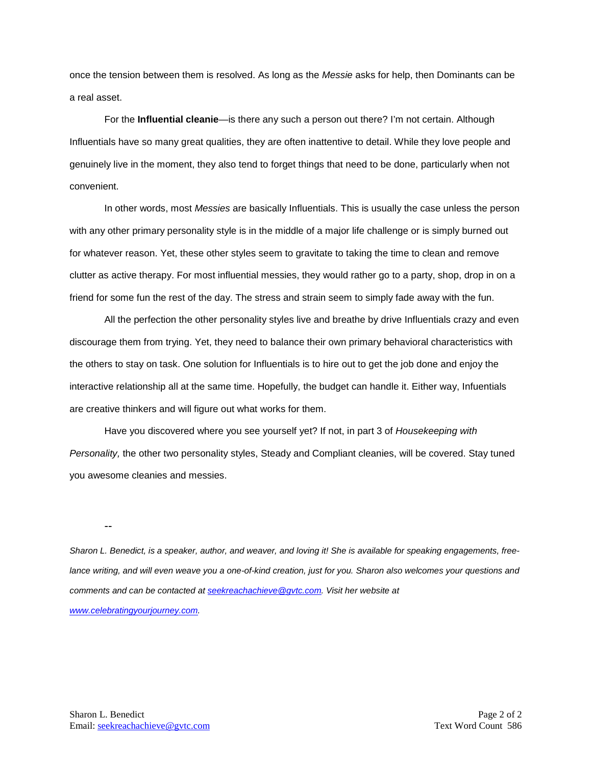once the tension between them is resolved. As long as the *Messie* asks for help, then Dominants can be a real asset.

For the **Influential cleanie**—is there any such a person out there? I'm not certain. Although Influentials have so many great qualities, they are often inattentive to detail. While they love people and genuinely live in the moment, they also tend to forget things that need to be done, particularly when not convenient.

In other words, most *Messies* are basically Influentials. This is usually the case unless the person with any other primary personality style is in the middle of a major life challenge or is simply burned out for whatever reason. Yet, these other styles seem to gravitate to taking the time to clean and remove clutter as active therapy. For most influential messies, they would rather go to a party, shop, drop in on a friend for some fun the rest of the day. The stress and strain seem to simply fade away with the fun.

All the perfection the other personality styles live and breathe by drive Influentials crazy and even discourage them from trying. Yet, they need to balance their own primary behavioral characteristics with the others to stay on task. One solution for Influentials is to hire out to get the job done and enjoy the interactive relationship all at the same time. Hopefully, the budget can handle it. Either way, Infuentials are creative thinkers and will figure out what works for them.

Have you discovered where you see yourself yet? If not, in part 3 of *Housekeeping with Personality,* the other two personality styles, Steady and Compliant cleanies, will be covered. Stay tuned you awesome cleanies and messies.

--

*Sharon L. Benedict, is a speaker, author, and weaver, and loving it! She is available for speaking engagements, free-lance writing, and will even weave you a one-of-kind creation, just for you. Sharon also welcomes your questions and comments and can be contacted at [seekreachachieve@gvtc.com](mailto:seekreachachieve@gvtc.com). Visit her website at [www.celebratingyourjourney.com](http://www.celebratingyourjourney.com).*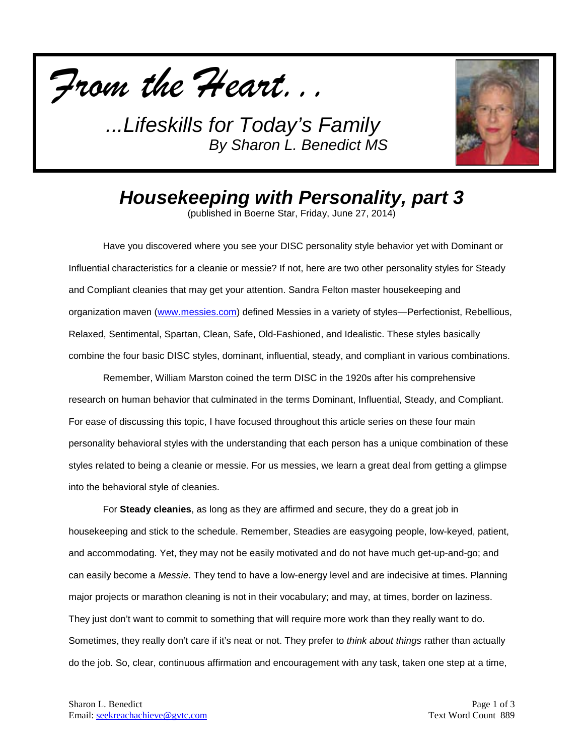# *From the Heart...*

*...Lifeskills for Today's Family*
*By Sharon L. Benedict MS*

## *Housekeeping with Personality, part 3*

(published in Boerne Star, Friday, June 27, 2014)

Have you discovered where you see your DISC personality style behavior yet with Dominant or Influential characteristics for a cleanie or messie? If not, here are two other personality styles for Steady and Compliant cleanies that may get your attention. Sandra Felton master housekeeping and organization maven (www.messies.com) defined Messies in a variety of styles—Perfectionist, Rebellious, Relaxed, Sentimental, Spartan, Clean, Safe, Old-Fashioned, and Idealistic. These styles basically combine the four basic DISC styles, dominant, influential, steady, and compliant in various combinations.

Remember, William Marston coined the term DISC in the 1920s after his comprehensive research on human behavior that culminated in the terms Dominant, Influential, Steady, and Compliant. For ease of discussing this topic, I have focused throughout this article series on these four main personality behavioral styles with the understanding that each person has a unique combination of these styles related to being a cleanie or messie. For us messies, we learn a great deal from getting a glimpse into the behavioral style of cleanies.

For **Steady cleanies**, as long as they are affirmed and secure, they do a great job in housekeeping and stick to the schedule. Remember, Steadies are easygoing people, low-keyed, patient, and accommodating. Yet, they may not be easily motivated and do not have much get-up-and-go; and can easily become a *Messie*. They tend to have a low-energy level and are indecisive at times. Planning major projects or marathon cleaning is not in their vocabulary; and may, at times, border on laziness. They just don't want to commit to something that will require more work than they really want to do. Sometimes, they really don't care if it's neat or not. They prefer to *think about things* rather than actually do the job. So, clear, continuous affirmation and encouragement with any task, taken one step at a time,

Sharon L. Benedict
Email: seekreachachieve@gvtc.com

Text Word Count 889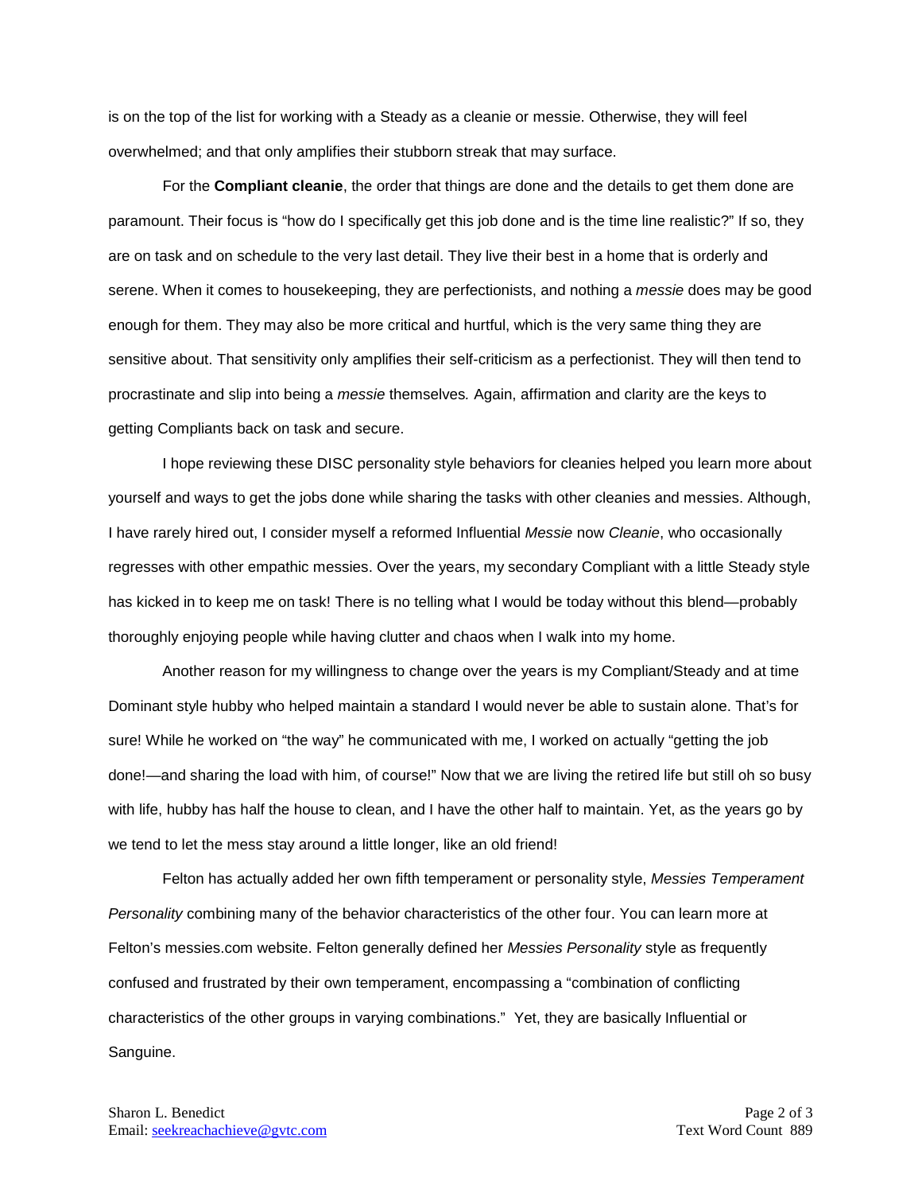is on the top of the list for working with a Steady as a cleanie or messie. Otherwise, they will feel overwhelmed; and that only amplifies their stubborn streak that may surface.

For the **Compliant cleanie**, the order that things are done and the details to get them done are paramount. Their focus is "how do I specifically get this job done and is the time line realistic?" If so, they are on task and on schedule to the very last detail. They live their best in a home that is orderly and serene. When it comes to housekeeping, they are perfectionists, and nothing a *messie* does may be good enough for them. They may also be more critical and hurtful, which is the very same thing they are sensitive about. That sensitivity only amplifies their self-criticism as a perfectionist. They will then tend to procrastinate and slip into being a *messie* themselves*.* Again, affirmation and clarity are the keys to getting Compliants back on task and secure.

I hope reviewing these DISC personality style behaviors for cleanies helped you learn more about yourself and ways to get the jobs done while sharing the tasks with other cleanies and messies. Although, I have rarely hired out, I consider myself a reformed Influential *Messie* now *Cleanie*, who occasionally regresses with other empathic messies. Over the years, my secondary Compliant with a little Steady style has kicked in to keep me on task! There is no telling what I would be today without this blend—probably thoroughly enjoying people while having clutter and chaos when I walk into my home.

Another reason for my willingness to change over the years is my Compliant/Steady and at time Dominant style hubby who helped maintain a standard I would never be able to sustain alone. That's for sure! While he worked on "the way" he communicated with me, I worked on actually "getting the job done!—and sharing the load with him, of course!" Now that we are living the retired life but still oh so busy with life, hubby has half the house to clean, and I have the other half to maintain. Yet, as the years go by we tend to let the mess stay around a little longer, like an old friend!

Felton has actually added her own fifth temperament or personality style, *Messies Temperament Personality* combining many of the behavior characteristics of the other four. You can learn more at Felton's messies.com website. Felton generally defined her *Messies Personality* style as frequently confused and frustrated by their own temperament, encompassing a "combination of conflicting characteristics of the other groups in varying combinations." Yet, they are basically Influential or Sanguine.

Sharon L. Benedict
Email: seekreachachieve@gvtc.com

Text Word Count 889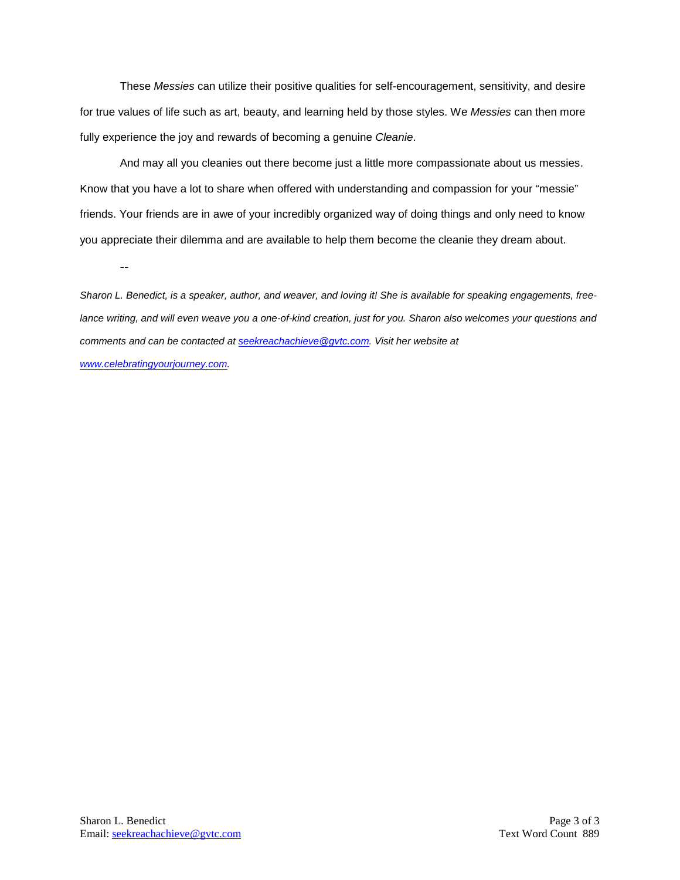These *Messies* can utilize their positive qualities for self-encouragement, sensitivity, and desire for true values of life such as art, beauty, and learning held by those styles. We *Messies* can then more fully experience the joy and rewards of becoming a genuine *Cleanie*.

And may all you cleanies out there become just a little more compassionate about us messies. Know that you have a lot to share when offered with understanding and compassion for your "messie" friends. Your friends are in awe of your incredibly organized way of doing things and only need to know you appreciate their dilemma and are available to help them become the cleanie they dream about.

--

*Sharon L. Benedict, is a speaker, author, and weaver, and loving it! She is available for speaking engagements, free-lance writing, and will even weave you a one-of-kind creation, just for you. Sharon also welcomes your questions and comments and can be contacted at [seekreachachieve@gvtc.com](mailto:seekreachachieve@gvtc.com). Visit her website at [www.celebratingyourjourney.com](http://www.celebratingyourjourney.com).*